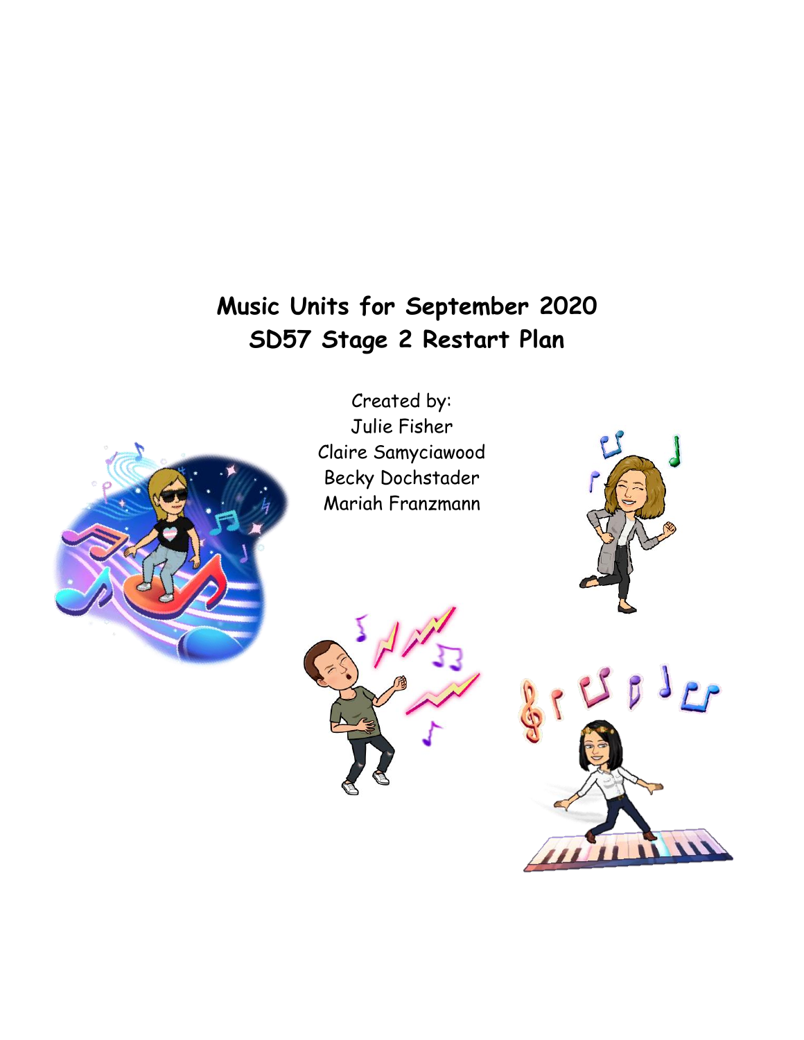# Music Units for September 2020
# SD57 Stage 2 Restart Plan

Created by:
Julie Fisher
Claire Samyciawood
Becky Dochstader
Mariah Franzmann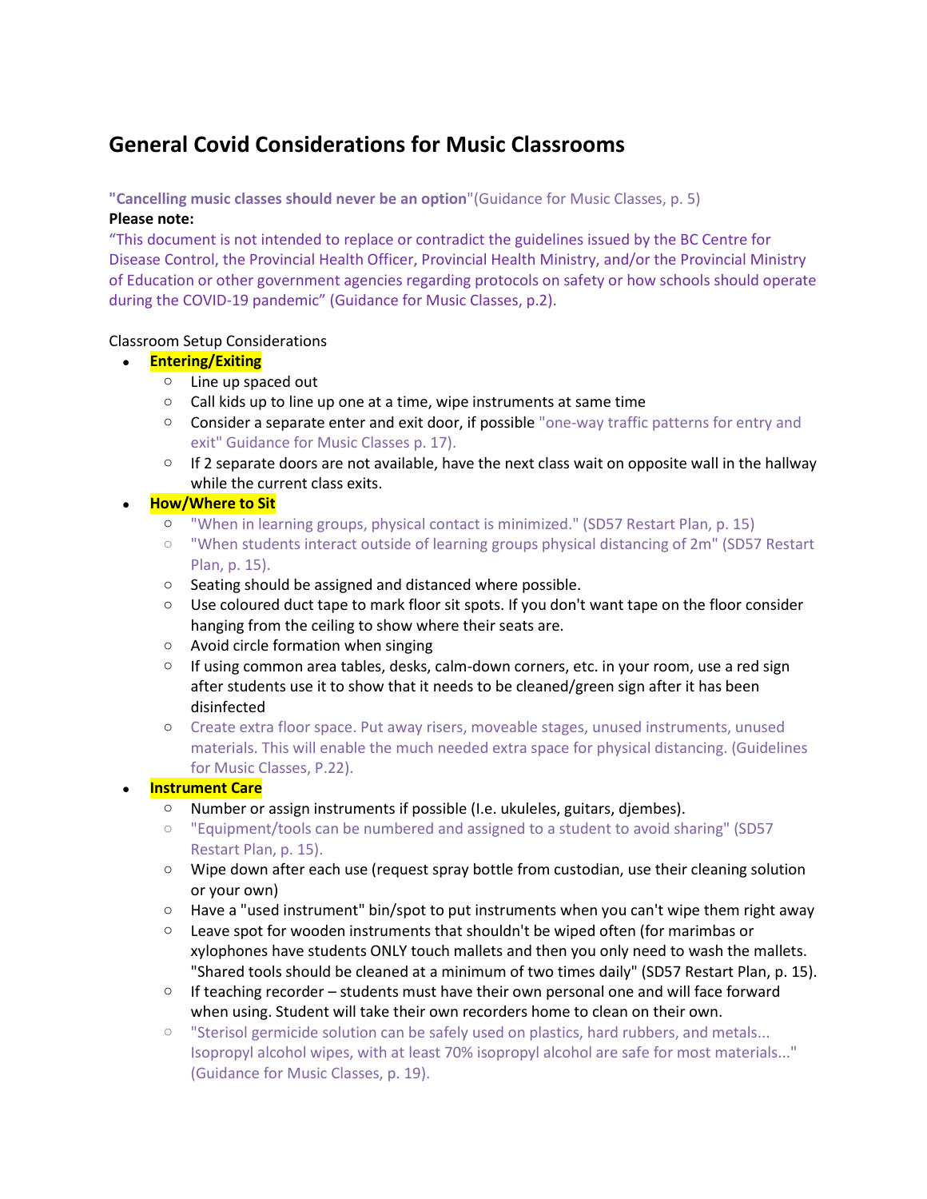# General Covid Considerations for Music Classrooms

**"Cancelling music classes should never be an option**"(Guidance for Music Classes, p. 5)

**Please note:**

"This document is not intended to replace or contradict the guidelines issued by the BC Centre for Disease Control, the Provincial Health Officer, Provincial Health Ministry, and/or the Provincial Ministry of Education or other government agencies regarding protocols on safety or how schools should operate during the COVID-19 pandemic" (Guidance for Music Classes, p.2).

Classroom Setup Considerations

- **Entering/Exiting**
  - Line up spaced out
  - Call kids up to line up one at a time, wipe instruments at same time
  - Consider a separate enter and exit door, if possible "one-way traffic patterns for entry and exit" Guidance for Music Classes p. 17).
  - If 2 separate doors are not available, have the next class wait on opposite wall in the hallway while the current class exits.
- **How/Where to Sit**
  - "When in learning groups, physical contact is minimized." (SD57 Restart Plan, p. 15)
  - "When students interact outside of learning groups physical distancing of 2m" (SD57 Restart Plan, p. 15).
  - Seating should be assigned and distanced where possible.
  - Use coloured duct tape to mark floor sit spots. If you don't want tape on the floor consider hanging from the ceiling to show where their seats are.
  - Avoid circle formation when singing
  - If using common area tables, desks, calm-down corners, etc. in your room, use a red sign after students use it to show that it needs to be cleaned/green sign after it has been disinfected
  - Create extra floor space. Put away risers, moveable stages, unused instruments, unused materials. This will enable the much needed extra space for physical distancing. (Guidelines for Music Classes, P.22).
- **Instrument Care**
  - Number or assign instruments if possible (I.e. ukuleles, guitars, djembes).
  - "Equipment/tools can be numbered and assigned to a student to avoid sharing" (SD57 Restart Plan, p. 15).
  - Wipe down after each use (request spray bottle from custodian, use their cleaning solution or your own)
  - Have a "used instrument" bin/spot to put instruments when you can't wipe them right away
  - Leave spot for wooden instruments that shouldn't be wiped often (for marimbas or xylophones have students ONLY touch mallets and then you only need to wash the mallets. "Shared tools should be cleaned at a minimum of two times daily" (SD57 Restart Plan, p. 15).
  - If teaching recorder – students must have their own personal one and will face forward when using. Student will take their own recorders home to clean on their own.
  - "Sterisol germicide solution can be safely used on plastics, hard rubbers, and metals... Isopropyl alcohol wipes, with at least 70% isopropyl alcohol are safe for most materials..." (Guidance for Music Classes, p. 19).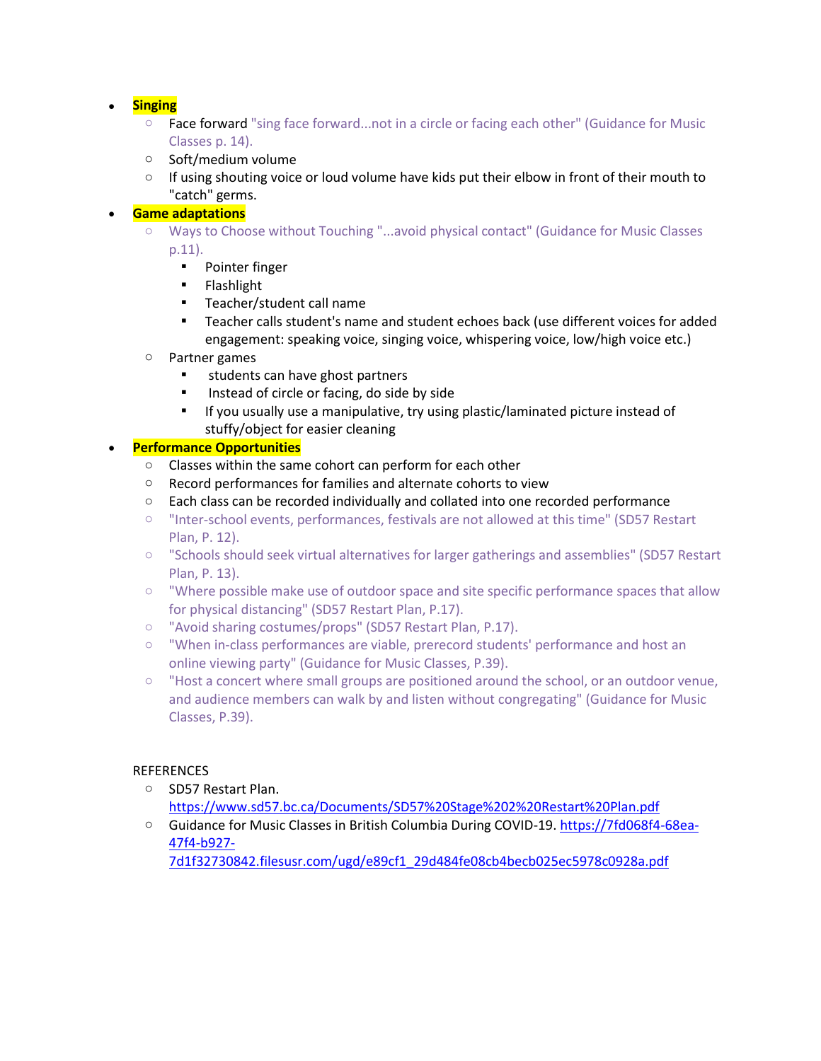- **Singing**
    - Face forward "sing face forward...not in a circle or facing each other" (Guidance for Music Classes p. 14).
    - Soft/medium volume
    - If using shouting voice or loud volume have kids put their elbow in front of their mouth to "catch" germs.
- **Game adaptations**
    - Ways to Choose without Touching "...avoid physical contact" (Guidance for Music Classes p.11).
        - Pointer finger
        - Flashlight
        - Teacher/student call name
        - Teacher calls student's name and student echoes back (use different voices for added engagement: speaking voice, singing voice, whispering voice, low/high voice etc.)
    - Partner games
        - students can have ghost partners
        - Instead of circle or facing, do side by side
        - If you usually use a manipulative, try using plastic/laminated picture instead of stuffy/object for easier cleaning
- **Performance Opportunities**
    - Classes within the same cohort can perform for each other
    - Record performances for families and alternate cohorts to view
    - Each class can be recorded individually and collated into one recorded performance
    - "Inter-school events, performances, festivals are not allowed at this time" (SD57 Restart Plan, P. 12).
    - "Schools should seek virtual alternatives for larger gatherings and assemblies" (SD57 Restart Plan, P. 13).
    - "Where possible make use of outdoor space and site specific performance spaces that allow for physical distancing" (SD57 Restart Plan, P.17).
    - "Avoid sharing costumes/props" (SD57 Restart Plan, P.17).
    - "When in-class performances are viable, prerecord students' performance and host an online viewing party" (Guidance for Music Classes, P.39).
    - "Host a concert where small groups are positioned around the school, or an outdoor venue, and audience members can walk by and listen without congregating" (Guidance for Music Classes, P.39).

REFERENCES

- SD57 Restart Plan. https://www.sd57.bc.ca/Documents/SD57%20Stage%202%20Restart%20Plan.pdf
- Guidance for Music Classes in British Columbia During COVID-19. https://7fd068f4-68ea-47f4-b927-7d1f32730842.filesusr.com/ugd/e89cf1_29d484fe08cb4becb025ec5978c0928a.pdf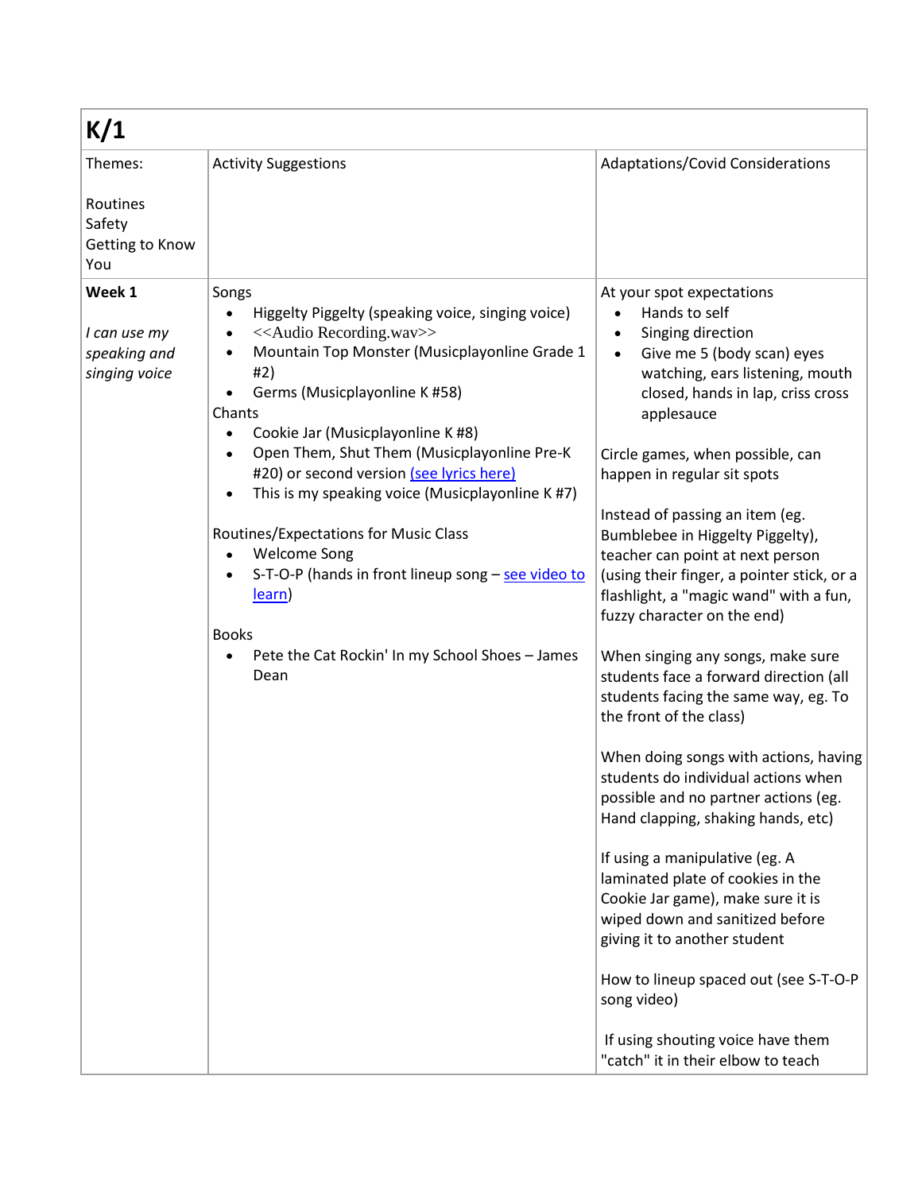| K/1 | | |
|---|---|---|
| Themes:<br><br>Routines<br>Safety<br>Getting to Know You | Activity Suggestions | Adaptations/Covid Considerations |
| **Week 1**<br><br>*I can use my speaking and singing voice* | Songs<br>• Higgelty Piggelty (speaking voice, singing voice)<br>• <<Audio Recording.wav>><br>• Mountain Top Monster (Musicplayonline Grade 1 #2)<br>• Germs (Musicplayonline K #58)<br>Chants<br>• Cookie Jar (Musicplayonline K #8)<br>• Open Them, Shut Them (Musicplayonline Pre-K #20) or second version (see lyrics here)<br>• This is my speaking voice (Musicplayonline K #7)<br><br>Routines/Expectations for Music Class<br>• Welcome Song<br>• S-T-O-P (hands in front lineup song – see video to learn)<br><br>Books<br>• Pete the Cat Rockin' In my School Shoes – James Dean | At your spot expectations<br>• Hands to self<br>• Singing direction<br>• Give me 5 (body scan) eyes watching, ears listening, mouth closed, hands in lap, criss cross applesauce<br><br>Circle games, when possible, can happen in regular sit spots<br><br>Instead of passing an item (eg. Bumblebee in Higglety Piggelty), teacher can point at next person (using their finger, a pointer stick, or a flashlight, a "magic wand" with a fun, fuzzy character on the end)<br><br>When singing any songs, make sure students face a forward direction (all students facing the same way, eg. To the front of the class)<br><br>When doing songs with actions, having students do individual actions when possible and no partner actions (eg. Hand clapping, shaking hands, etc)<br><br>If using a manipulative (eg. A laminated plate of cookies in the Cookie Jar game), make sure it is wiped down and sanitized before giving it to another student<br><br>How to lineup spaced out (see S-T-O-P song video)<br><br>If using shouting voice have them "catch" it in their elbow to teach |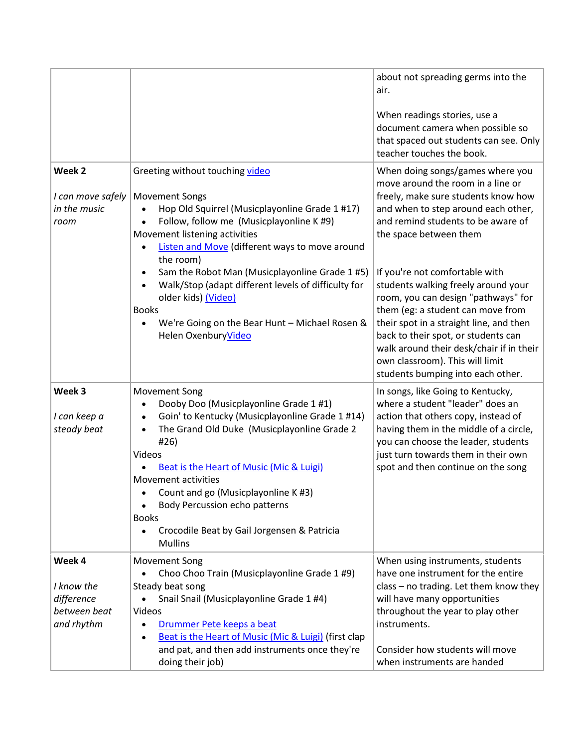| | | |
|---|---|---|
| | | about not spreading germs into the air.<br><br>When readings stories, use a document camera when possible so that spaced out students can see. Only teacher touches the book. |
| **Week 2**<br><br>*I can move safely in the music room* | Greeting without touching video<br>Movement Songs<br>• Hop Old Squirrel (Musicplayonline Grade 1 #17)<br>• Follow, follow me (Musicplayonline K #9)<br>Movement listening activities<br>• Listen and Move (different ways to move around the room)<br>• Sam the Robot Man (Musicplayonline Grade 1 #5)<br>• Walk/Stop (adapt different levels of difficulty for older kids) (Video)<br>Books<br>• We're Going on the Bear Hunt – Michael Rosen & Helen OxenburyVideo | When doing songs/games where you move around the room in a line or freely, make sure students know how and when to step around each other, and remind students to be aware of the space between them<br><br>If you're not comfortable with students walking freely around your room, you can design "pathways" for them (eg: a student can move from their spot in a straight line, and then back to their spot, or students can walk around their desk/chair if in their own classroom). This will limit students bumping into each other. |
| **Week 3**<br><br>*I can keep a steady beat* | Movement Song<br>• Dooby Doo (Musicplayonline Grade 1 #1)<br>• Goin' to Kentucky (Musicplayonline Grade 1 #14)<br>• The Grand Old Duke (Musicplayonline Grade 2 #26)<br>Videos<br>• Beat is the Heart of Music (Mic & Luigi)<br>Movement activities<br>• Count and go (Musicplayonline K #3)<br>• Body Percussion echo patterns<br>Books<br>• Crocodile Beat by Gail Jorgensen & Patricia Mullins | In songs, like Going to Kentucky, where a student "leader" does an action that others copy, instead of having them in the middle of a circle, you can choose the leader, students just turn towards them in their own spot and then continue on the song |
| **Week 4**<br><br>*I know the difference between beat and rhythm* | Movement Song<br>• Choo Choo Train (Musicplayonline Grade 1 #9)<br>Steady beat song<br>• Snail Snail (Musicplayonline Grade 1 #4)<br>Videos<br>• Drummer Pete keeps a beat<br>• Beat is the Heart of Music (Mic & Luigi) (first clap and pat, and then add instruments once they're doing their job) | When using instruments, students have one instrument for the entire class – no trading. Let them know they will have many opportunities throughout the year to play other instruments.<br><br>Consider how students will move when instruments are handed |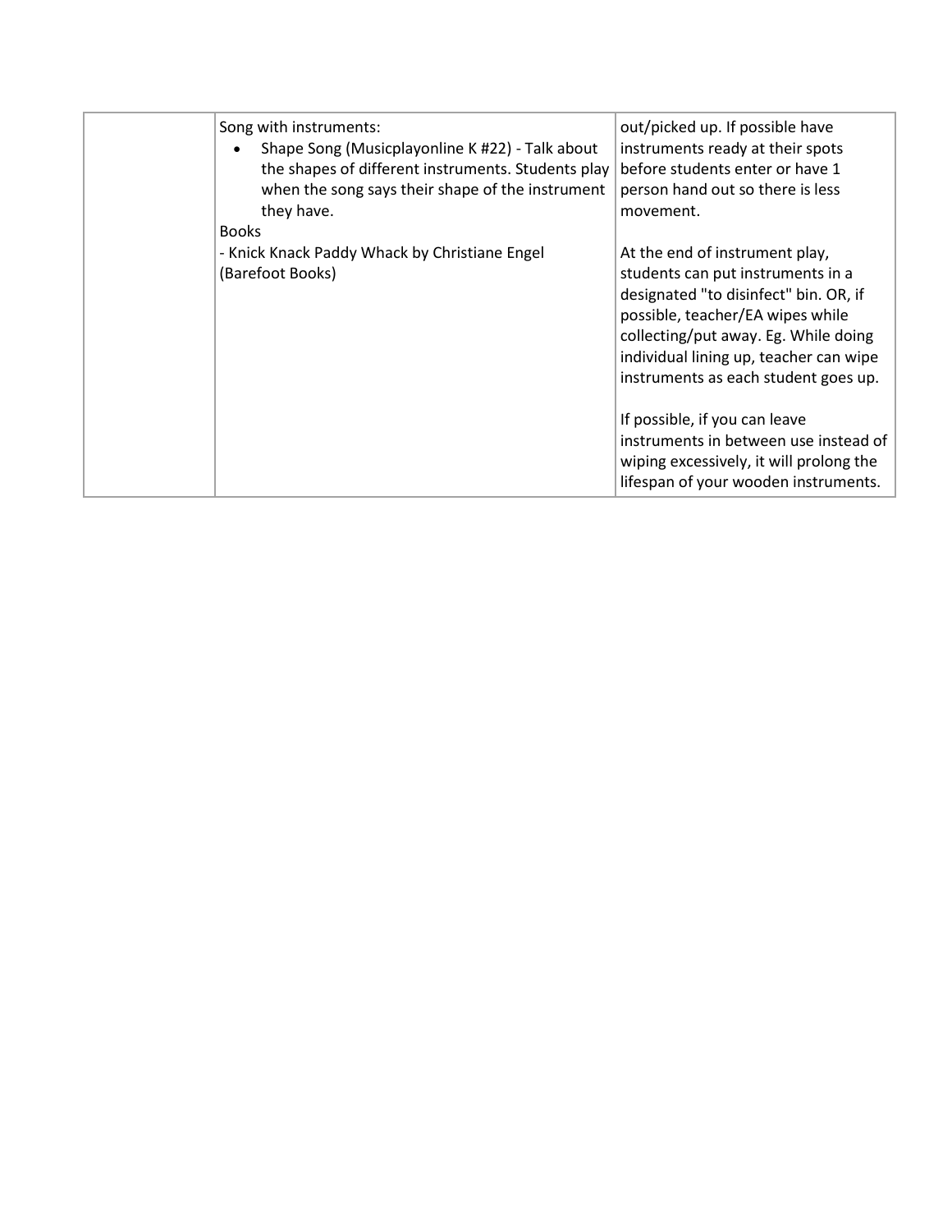| | | |
|---|---|---|
| | Song with instruments:<br>• Shape Song (Musicplayonline K #22) - Talk about the shapes of different instruments. Students play when the song says their shape of the instrument they have.<br>Books<br>- Knick Knack Paddy Whack by Christiane Engel (Barefoot Books) | out/picked up. If possible have instruments ready at their spots before students enter or have 1 person hand out so there is less movement.<br><br>At the end of instrument play, students can put instruments in a designated "to disinfect" bin. OR, if possible, teacher/EA wipes while collecting/put away. Eg. While doing individual lining up, teacher can wipe instruments as each student goes up.<br><br>If possible, if you can leave instruments in between use instead of wiping excessively, it will prolong the lifespan of your wooden instruments. |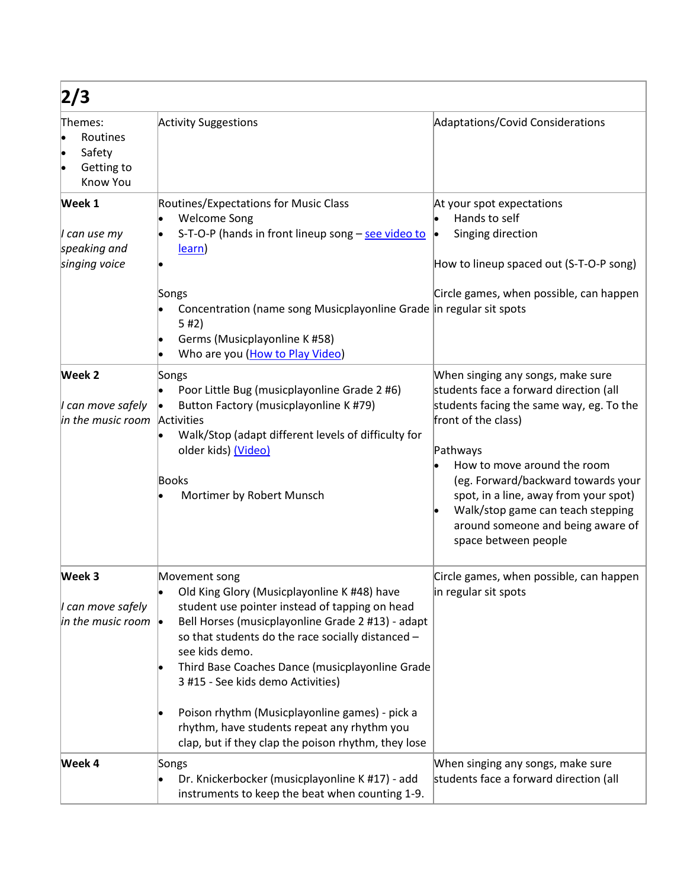| 2/3 | | |
|---|---|---|
| Themes:<br>• Routines<br>• Safety<br>• Getting to Know You | Activity Suggestions | Adaptations/Covid Considerations |
| **Week 1**<br><br>*I can use my speaking and singing voice* | Routines/Expectations for Music Class<br>• Welcome Song<br>• S-T-O-P (hands in front lineup song – see video to learn)<br>•<br><br>Songs<br>• Concentration (name song Musicplayonline Grade 5 #2)<br>• Germs (Musicplayonline K #58)<br>• Who are you (How to Play Video) | At your spot expectations<br>• Hands to self<br>• Singing direction<br><br>How to lineup spaced out (S-T-O-P song)<br><br>Circle games, when possible, can happen in regular sit spots |
| **Week 2**<br><br>*I can move safely in the music room* | Songs<br>• Poor Little Bug (musicplayonline Grade 2 #6)<br>• Button Factory (musicplayonline K #79)<br>Activities<br>• Walk/Stop (adapt different levels of difficulty for older kids) (Video)<br><br>Books<br>• Mortimer by Robert Munsch | When singing any songs, make sure students face a forward direction (all students facing the same way, eg. To the front of the class)<br><br>Pathways<br>• How to move around the room (eg. Forward/backward towards your spot, in a line, away from your spot)<br>• Walk/stop game can teach stepping around someone and being aware of space between people |
| **Week 3**<br><br>*I can move safely in the music room* | Movement song<br>• Old King Glory (Musicplayonline K #48) have student use pointer instead of tapping on head<br>• Bell Horses (musicplayonline Grade 2 #13) - adapt so that students do the race socially distanced – see kids demo.<br>• Third Base Coaches Dance (musicplayonline Grade 3 #15 - See kids demo Activities)<br><br>• Poison rhythm (Musicplayonline games) - pick a rhythm, have students repeat any rhythm you clap, but if they clap the poison rhythm, they lose | Circle games, when possible, can happen in regular sit spots |
| **Week 4** | Songs<br>• Dr. Knickerbocker (musicplayonline K #17) - add instruments to keep the beat when counting 1-9. | When singing any songs, make sure students face a forward direction (all |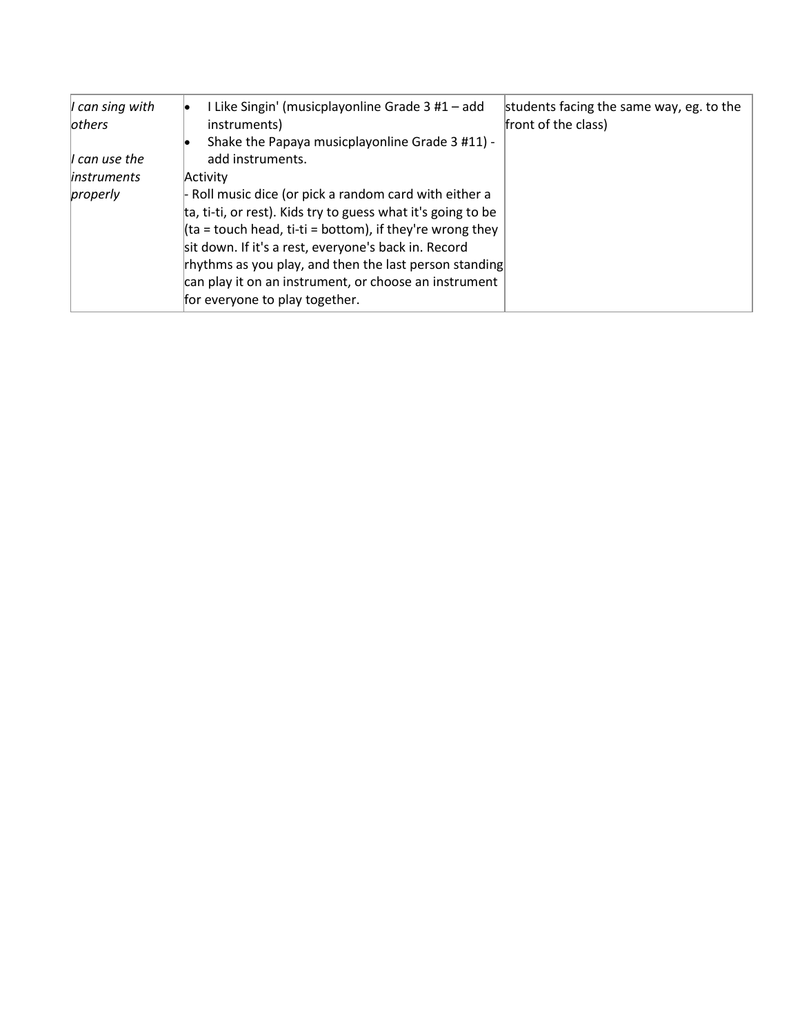| | | |
|---|---|---|
| *I can sing with others*<br><br>*I can use the instruments properly* | • I Like Singin' (musicplayonline Grade 3 #1 – add instruments)<br>• Shake the Papaya musicplayonline Grade 3 #11) - add instruments.<br>Activity<br>- Roll music dice (or pick a random card with either a ta, ti-ti, or rest). Kids try to guess what it's going to be (ta = touch head, ti-ti = bottom), if they're wrong they sit down. If it's a rest, everyone's back in. Record rhythms as you play, and then the last person standing can play it on an instrument, or choose an instrument for everyone to play together. | students facing the same way, eg. to the front of the class) |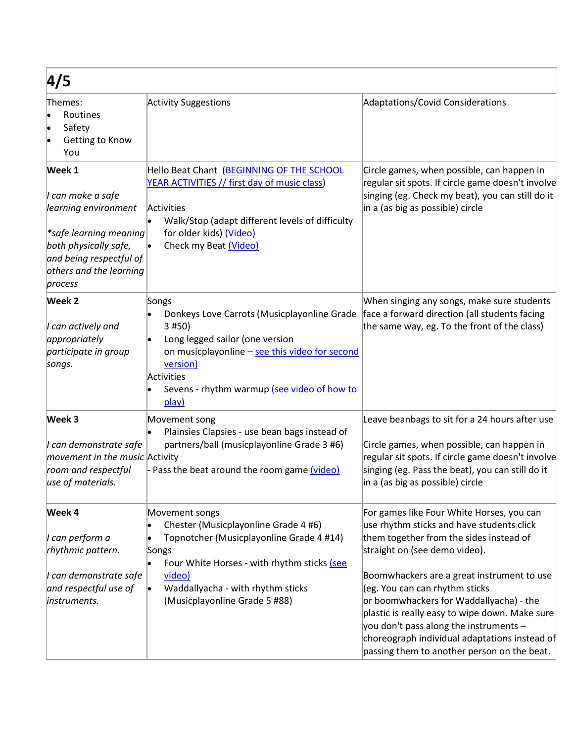| 4/5 | | |
|---|---|---|
| Themes:<br>• Routines<br>• Safety<br>• Getting to Know You | Activity Suggestions | Adaptations/Covid Considerations |
| **Week 1**<br><br>*I can make a safe learning environment*<br><br>**safe learning meaning both physically safe, and being respectful of others and the learning process* | Hello Beat Chant (BEGINNING OF THE SCHOOL YEAR ACTIVITIES // first day of music class)<br><br>Activities<br>• Walk/Stop (adapt different levels of difficulty for older kids) (Video)<br>• Check my Beat (Video) | Circle games, when possible, can happen in regular sit spots. If circle game doesn't involve singing (eg. Check my beat), you can still do it in a (as big as possible) circle |
| **Week 2**<br><br>*I can actively and appropriately participate in group songs.* | Songs<br>• Donkeys Love Carrots (Musicplayonline Grade 3 #50)<br>• Long legged sailor (one version on musicplayonline – see this video for second version)<br>Activities<br>• Sevens - rhythm warmup (see video of how to play) | When singing any songs, make sure students face a forward direction (all students facing the same way, eg. To the front of the class) |
| **Week 3**<br><br>*I can demonstrate safe movement in the music room and respectful use of materials.* | Movement song<br>• Plainsies Clapsies - use bean bags instead of partners/ball (musicplayonline Grade 3 #6)<br>Activity<br>- Pass the beat around the room game (video) | Leave beanbags to sit for a 24 hours after use<br><br>Circle games, when possible, can happen in regular sit spots. If circle game doesn't involve singing (eg. Pass the beat), you can still do it in a (as big as possible) circle |
| **Week 4**<br><br>*I can perform a rhythmic pattern.*<br><br>*I can demonstrate safe and respectful use of instruments.* | Movement songs<br>• Chester (Musicplayonline Grade 4 #6)<br>• Topnotcher (Musicplayonline Grade 4 #14)<br>Songs<br>• Four White Horses - with rhythm sticks (see video)<br>• Waddallyacha - with rhythm sticks (Musicplayonline Grade 5 #88) | For games like Four White Horses, you can use rhythm sticks and have students click them together from the sides instead of straight on (see demo video).<br><br>Boomwhackers are a great instrument to use (eg. You can can rhythm sticks or boomwhackers for Waddallyacha) - the plastic is really easy to wipe down. Make sure you don't pass along the instruments – choreograph individual adaptations instead of passing them to another person on the beat. |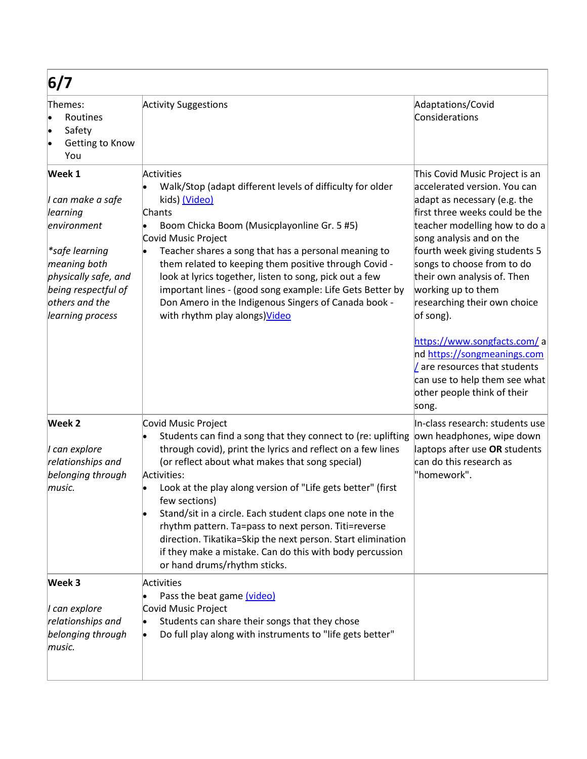| 6/7 | | |
|---|---|---|
| Themes:<br>• Routines<br>• Safety<br>• Getting to Know You | Activity Suggestions | Adaptations/Covid Considerations |
| **Week 1**<br><br>*I can make a safe learning environment*<br><br>*\*safe learning meaning both physically safe, and being respectful of others and the learning process* | Activities<br>• Walk/Stop (adapt different levels of difficulty for older kids) (Video)<br>Chants<br>• Boom Chicka Boom (Musicplayonline Gr. 5 #5)<br>Covid Music Project<br>• Teacher shares a song that has a personal meaning to them related to keeping them positive through Covid - look at lyrics together, listen to song, pick out a few important lines - (good song example: Life Gets Better by Don Amero in the Indigenous Singers of Canada book - with rhythm play alongs)Video | This Covid Music Project is an accelerated version. You can adapt as necessary (e.g. the first three weeks could be the teacher modelling how to do a song analysis and on the fourth week giving students 5 songs to choose from to do their own analysis of. Then working up to them researching their own choice of song).<br><br>https://www.songfacts.com/ and https://songmeanings.com/ are resources that students can use to help them see what other people think of their song. |
| **Week 2**<br><br>*I can explore relationships and belonging through music.* | Covid Music Project<br>• Students can find a song that they connect to (re: uplifting through covid), print the lyrics and reflect on a few lines (or reflect about what makes that song special)<br>Activities:<br>• Look at the play along version of "Life gets better" (first few sections)<br>• Stand/sit in a circle. Each student claps one note in the rhythm pattern. Ta=pass to next person. Titi=reverse direction. Tikatika=Skip the next person. Start elimination if they make a mistake. Can do this with body percussion or hand drums/rhythm sticks. | In-class research: students use own headphones, wipe down laptops after use **OR** students can do this research as "homework". |
| **Week 3**<br><br>*I can explore relationships and belonging through music.* | Activities<br>• Pass the beat game (video)<br>Covid Music Project<br>• Students can share their songs that they chose<br>• Do full play along with instruments to "life gets better" | |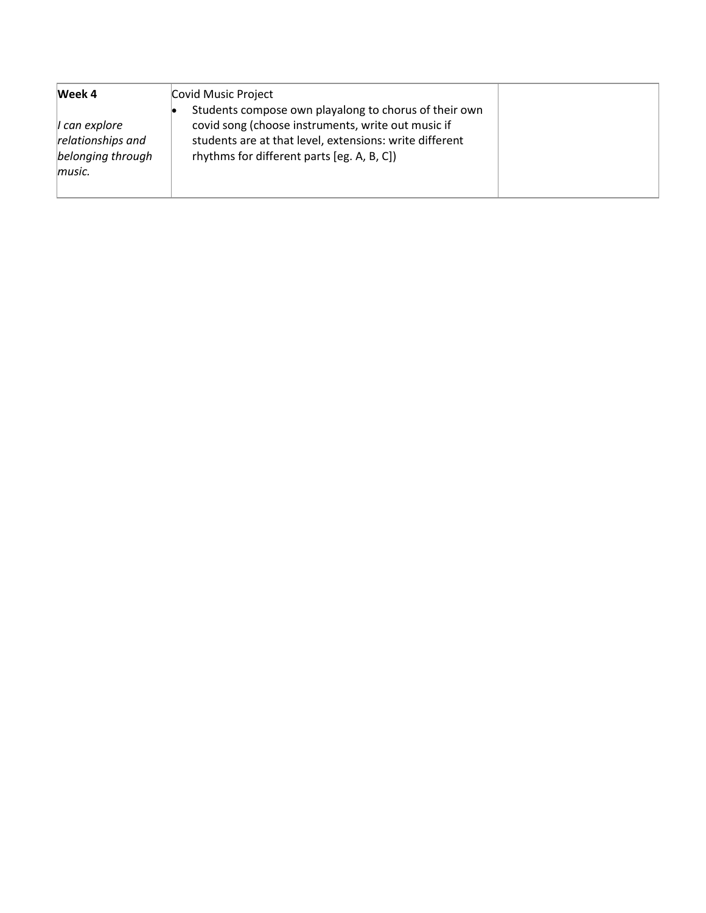| | | |
|---|---|---|
| **Week 4**<br><br>*I can explore relationships and belonging through music.* | Covid Music Project<br>• Students compose own playalong to chorus of their own covid song (choose instruments, write out music if students are at that level, extensions: write different rhythms for different parts [eg. A, B, C]) | |